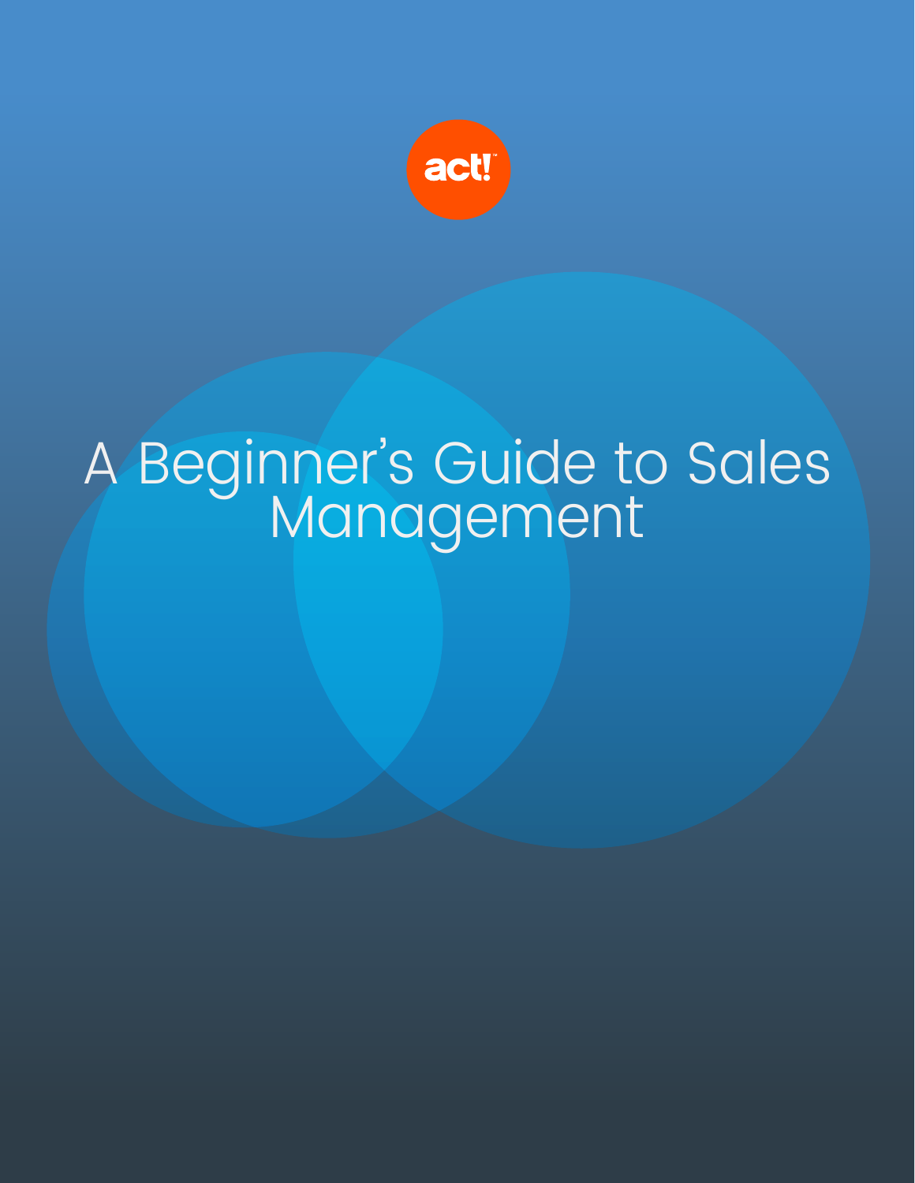act!

# A Beginner's Guide to Sales Management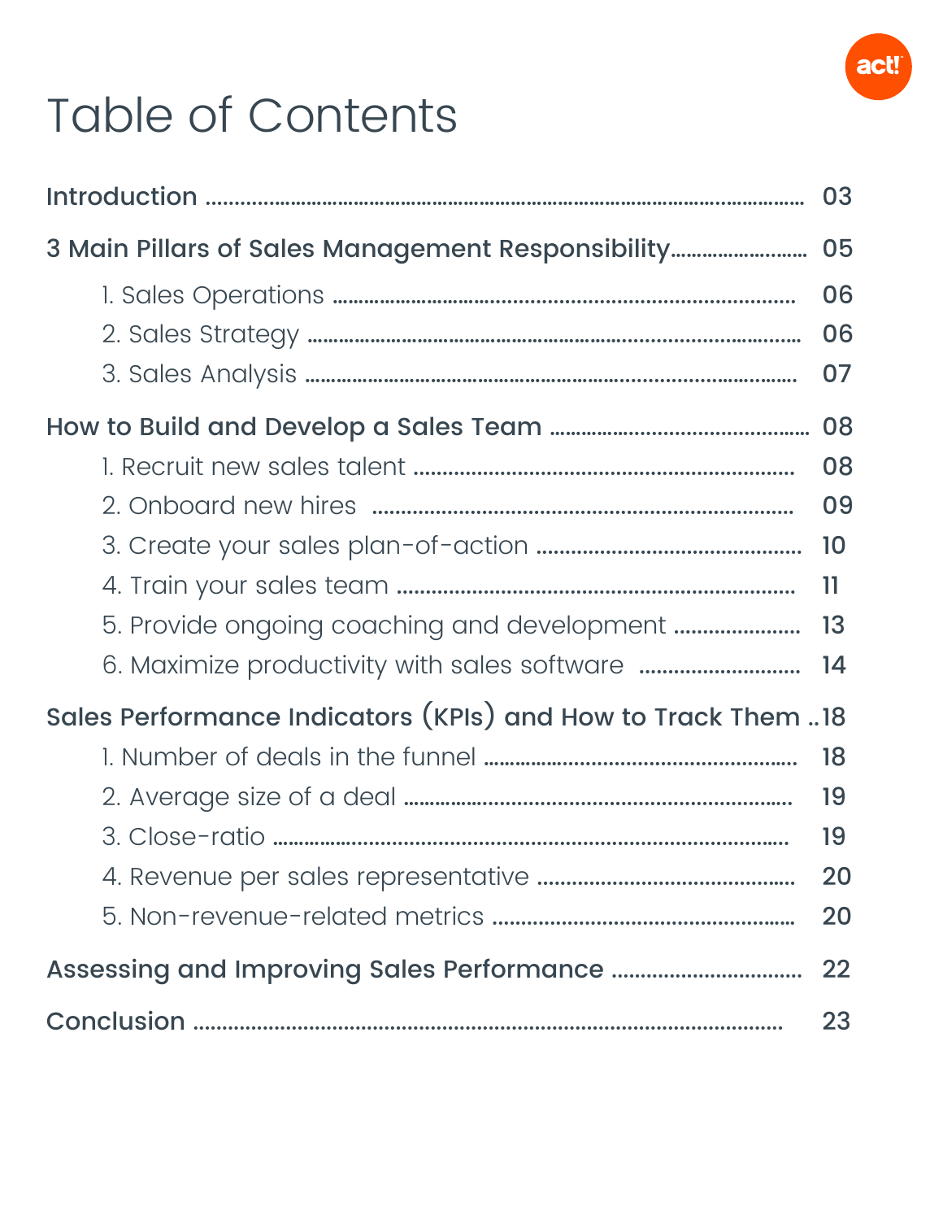# Table of Contents

**Introduction** ........ 03

**3 Main Pillars of Sales Management Responsibility** ........ 05

- 1. Sales Operations ........ 06
- 2. Sales Strategy ........ 06
- 3. Sales Analysis ........ 07

**How to Build and Develop a Sales Team** ........ 08

- 1. Recruit new sales talent ........ 08
- 2. Onboard new hires ........ 09
- 3. Create your sales plan-of-action ........ 10
- 4. Train your sales team ........ 11
- 5. Provide ongoing coaching and development ........ 13
- 6. Maximize productivity with sales software ........ 14

**Sales Performance Indicators (KPIs) and How to Track Them** ........ 18

- 1. Number of deals in the funnel ........ 18
- 2. Average size of a deal ........ 19
- 3. Close-ratio ........ 19
- 4. Revenue per sales representative ........ 20
- 5. Non-revenue-related metrics ........ 20

**Assessing and Improving Sales Performance** ........ 22

**Conclusion** ........ 23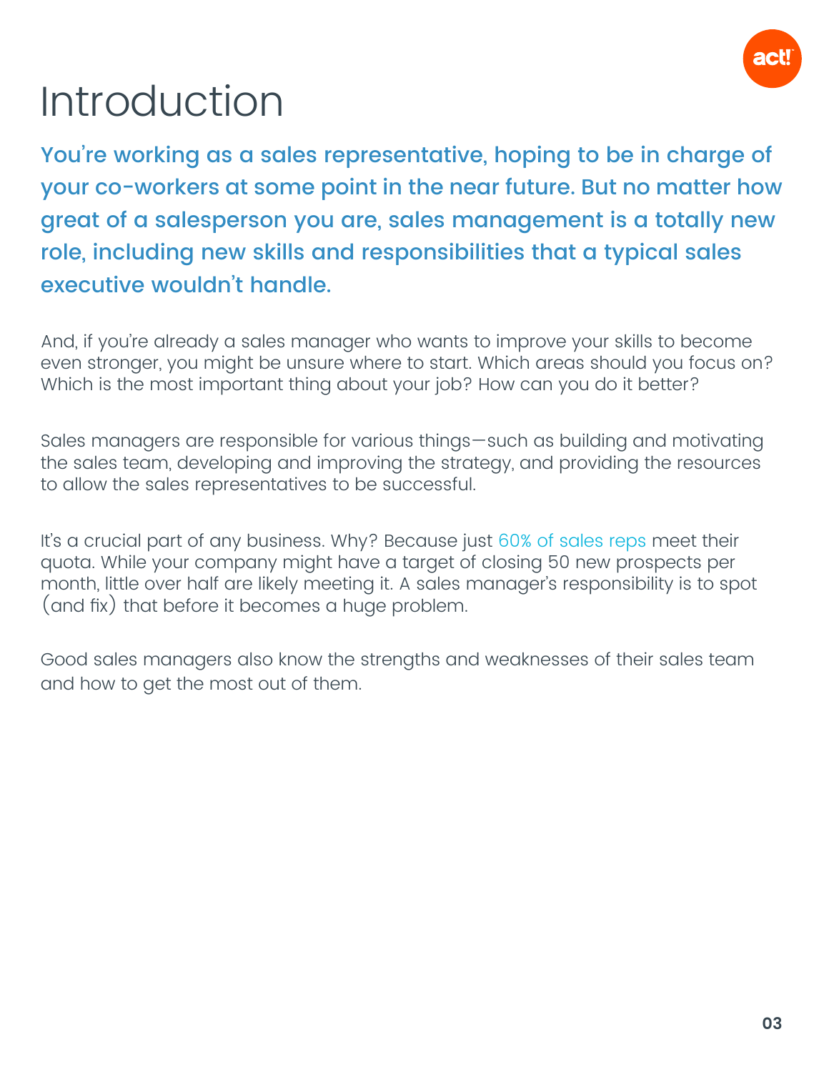# Introduction

**You're working as a sales representative, hoping to be in charge of your co-workers at some point in the near future. But no matter how great of a salesperson you are, sales management is a totally new role, including new skills and responsibilities that a typical sales executive wouldn't handle.**

And, if you're already a sales manager who wants to improve your skills to become even stronger, you might be unsure where to start. Which areas should you focus on? Which is the most important thing about your job? How can you do it better?

Sales managers are responsible for various things—such as building and motivating the sales team, developing and improving the strategy, and providing the resources to allow the sales representatives to be successful.

It's a crucial part of any business. Why? Because just 60% of sales reps meet their quota. While your company might have a target of closing 50 new prospects per month, little over half are likely meeting it. A sales manager's responsibility is to spot (and fix) that before it becomes a huge problem.

Good sales managers also know the strengths and weaknesses of their sales team and how to get the most out of them.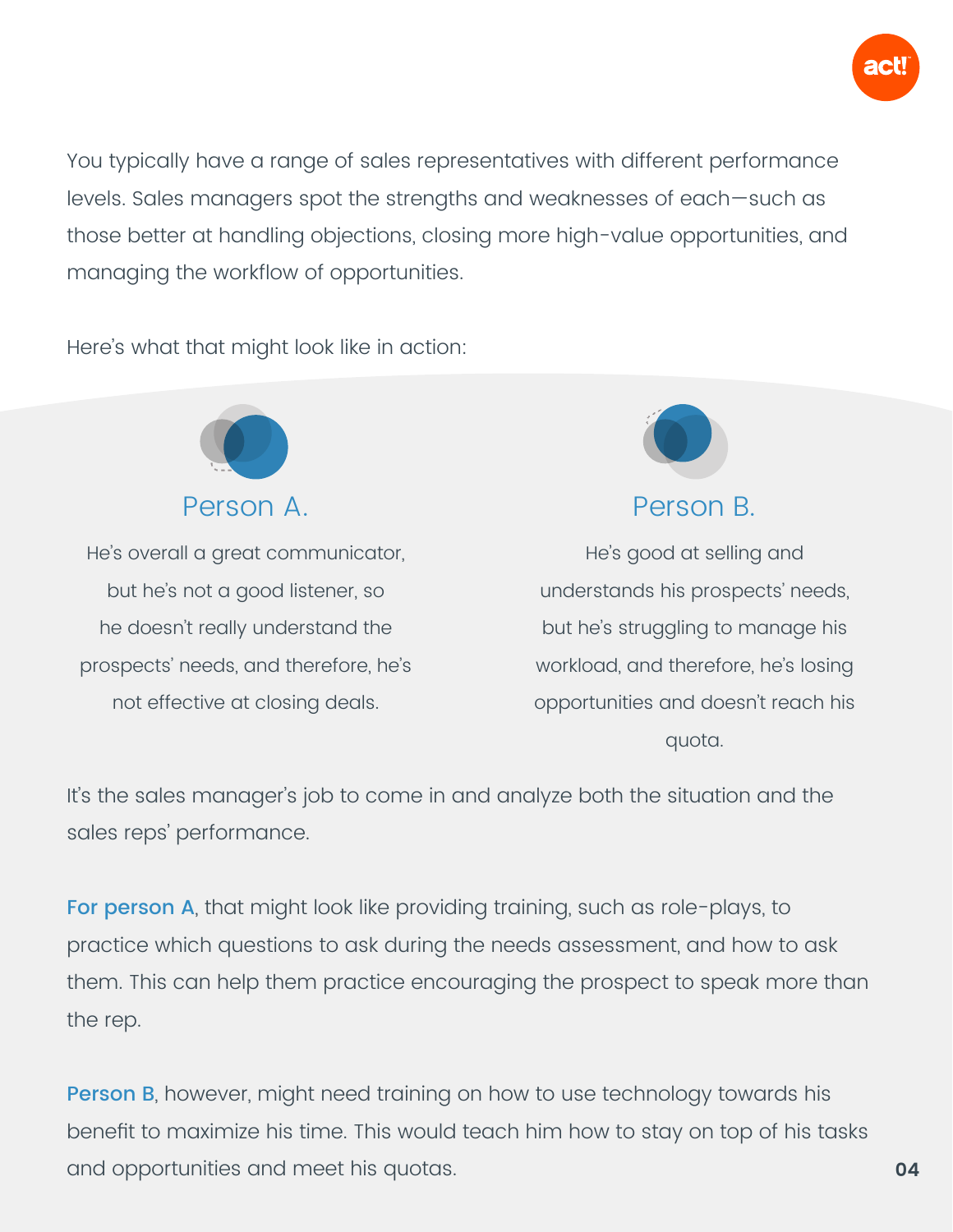You typically have a range of sales representatives with different performance levels. Sales managers spot the strengths and weaknesses of each—such as those better at handling objections, closing more high-value opportunities, and managing the workflow of opportunities.

Here's what that might look like in action:

### Person A.

He's overall a great communicator, but he's not a good listener, so he doesn't really understand the prospects' needs, and therefore, he's not effective at closing deals.

### Person B.

He's good at selling and understands his prospects' needs, but he's struggling to manage his workload, and therefore, he's losing opportunities and doesn't reach his quota.

It's the sales manager's job to come in and analyze both the situation and the sales reps' performance.

**For person A**, that might look like providing training, such as role-plays, to practice which questions to ask during the needs assessment, and how to ask them. This can help them practice encouraging the prospect to speak more than the rep.

**Person B**, however, might need training on how to use technology towards his benefit to maximize his time. This would teach him how to stay on top of his tasks and opportunities and meet his quotas.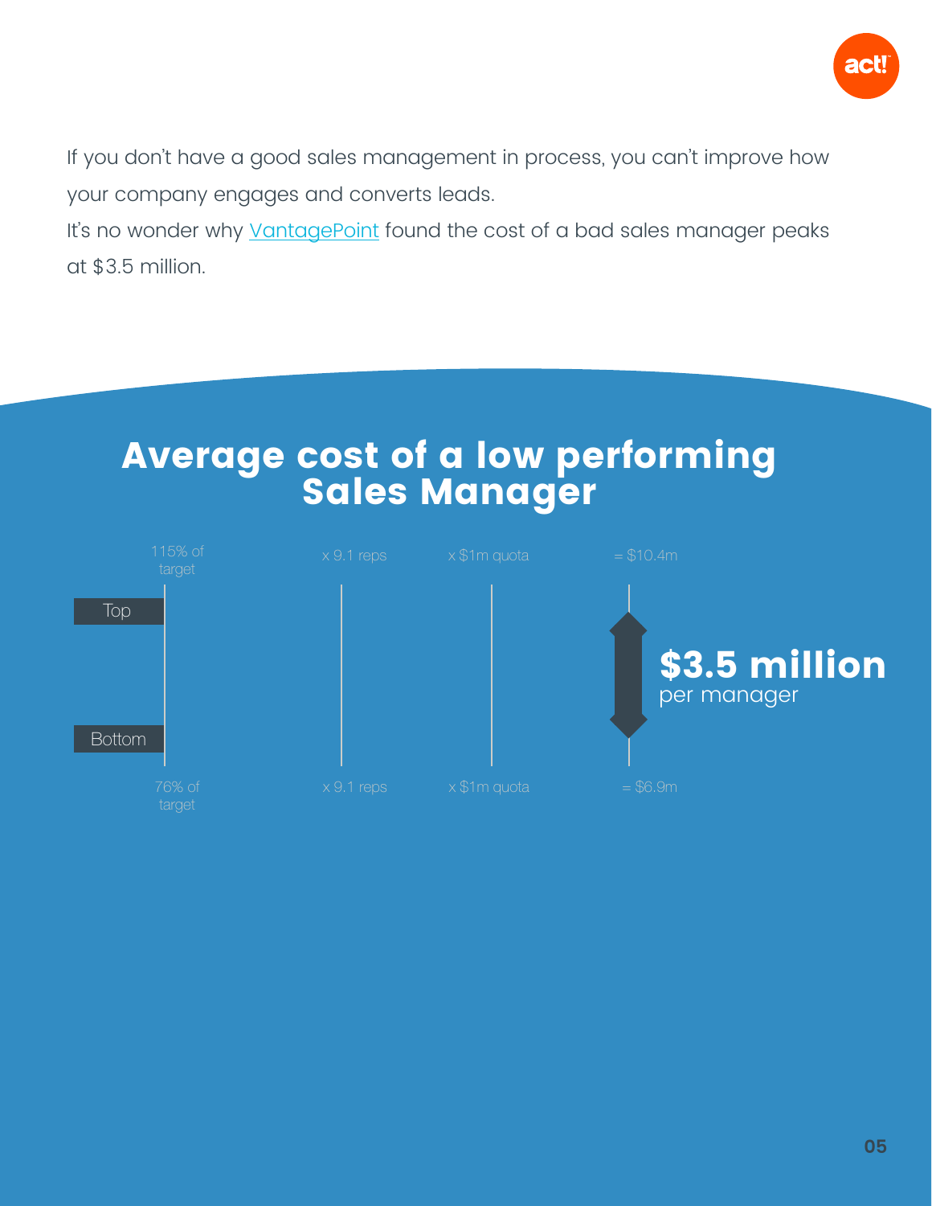If you don't have a good sales management in process, you can't improve how your company engages and converts leads.

It's no wonder why VantagePoint found the cost of a bad sales manager peaks at $3.5 million.

## Average cost of a low performing Sales Manager

| | | | | |
|---|---|---|---|---|
| Top | 115% of target | x 9.1 reps | x $1m quota | = $10.4m |
| Bottom | 76% of target | x 9.1 reps | x $1m quota | = $6.9m |

**$3.5 million** per manager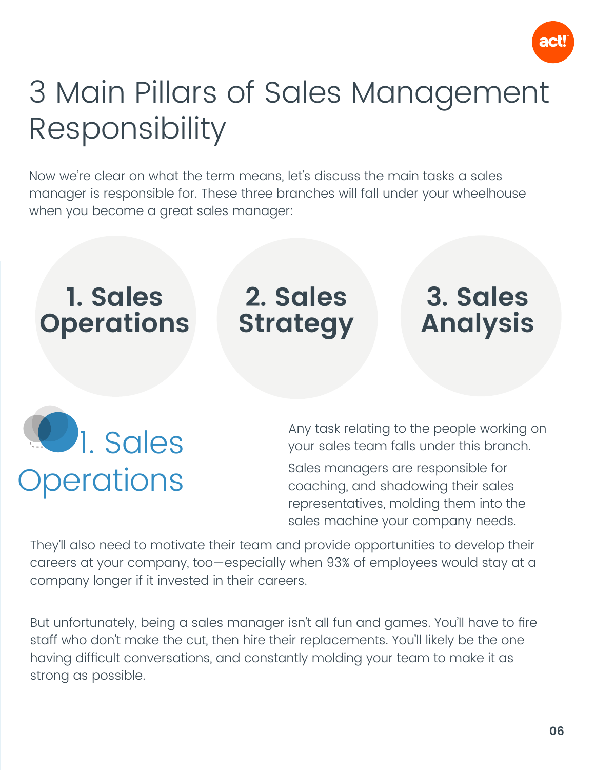# 3 Main Pillars of Sales Management Responsibility

Now we're clear on what the term means, let's discuss the main tasks a sales manager is responsible for. These three branches will fall under your wheelhouse when you become a great sales manager:

**1. Sales Operations**

**2. Sales Strategy**

**3. Sales Analysis**

## 1. Sales Operations

Any task relating to the people working on your sales team falls under this branch.

Sales managers are responsible for coaching, and shadowing their sales representatives, molding them into the sales machine your company needs.

They'll also need to motivate their team and provide opportunities to develop their careers at your company, too—especially when 93% of employees would stay at a company longer if it invested in their careers.

But unfortunately, being a sales manager isn't all fun and games. You'll have to fire staff who don't make the cut, then hire their replacements. You'll likely be the one having difficult conversations, and constantly molding your team to make it as strong as possible.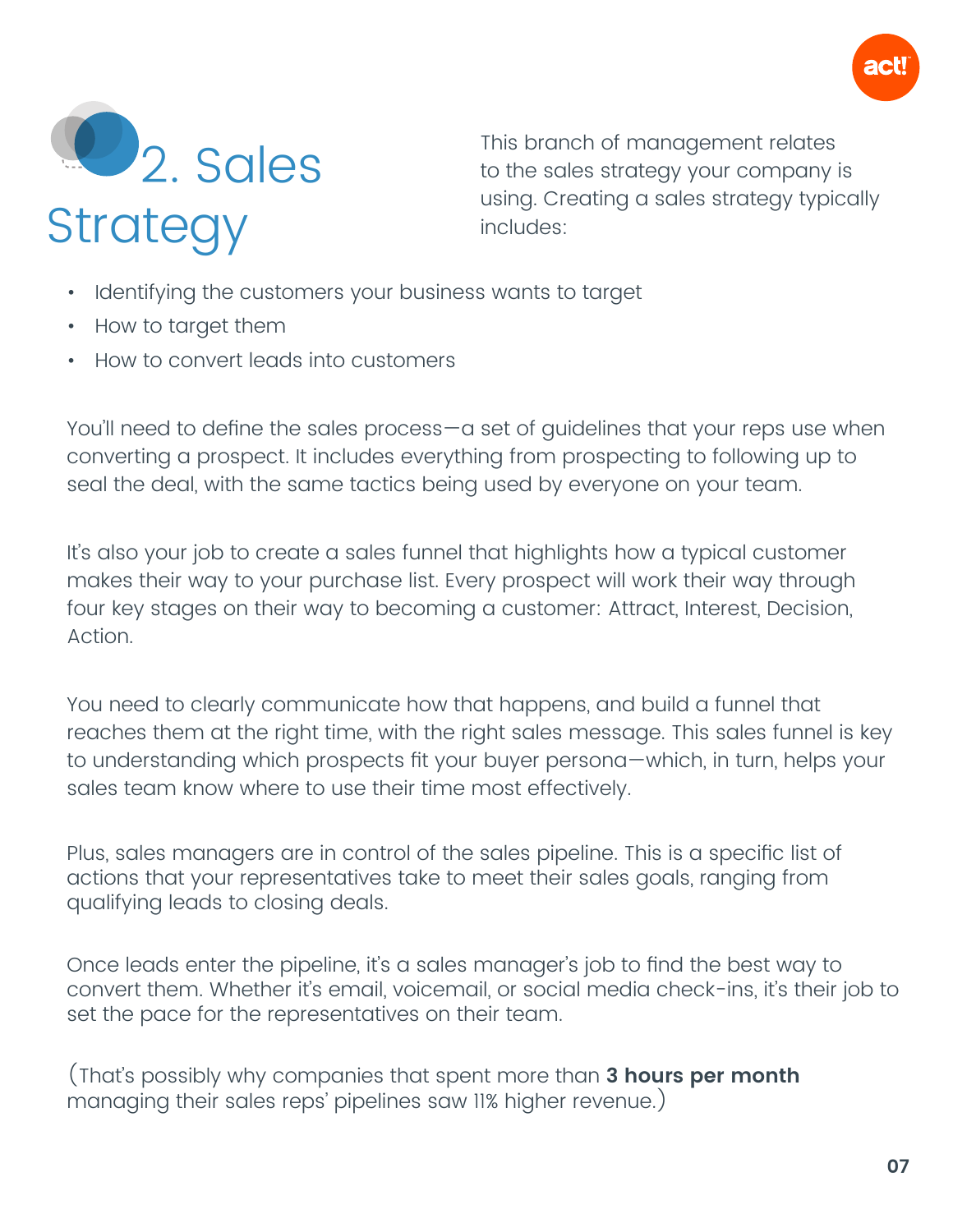# 2. Sales Strategy

This branch of management relates to the sales strategy your company is using. Creating a sales strategy typically includes:

- Identifying the customers your business wants to target
- How to target them
- How to convert leads into customers

You'll need to define the sales process—a set of guidelines that your reps use when converting a prospect. It includes everything from prospecting to following up to seal the deal, with the same tactics being used by everyone on your team.

It's also your job to create a sales funnel that highlights how a typical customer makes their way to your purchase list. Every prospect will work their way through four key stages on their way to becoming a customer: Attract, Interest, Decision, Action.

You need to clearly communicate how that happens, and build a funnel that reaches them at the right time, with the right sales message. This sales funnel is key to understanding which prospects fit your buyer persona—which, in turn, helps your sales team know where to use their time most effectively.

Plus, sales managers are in control of the sales pipeline. This is a specific list of actions that your representatives take to meet their sales goals, ranging from qualifying leads to closing deals.

Once leads enter the pipeline, it's a sales manager's job to find the best way to convert them. Whether it's email, voicemail, or social media check-ins, it's their job to set the pace for the representatives on their team.

(That's possibly why companies that spent more than **3 hours per month** managing their sales reps' pipelines saw 11% higher revenue.)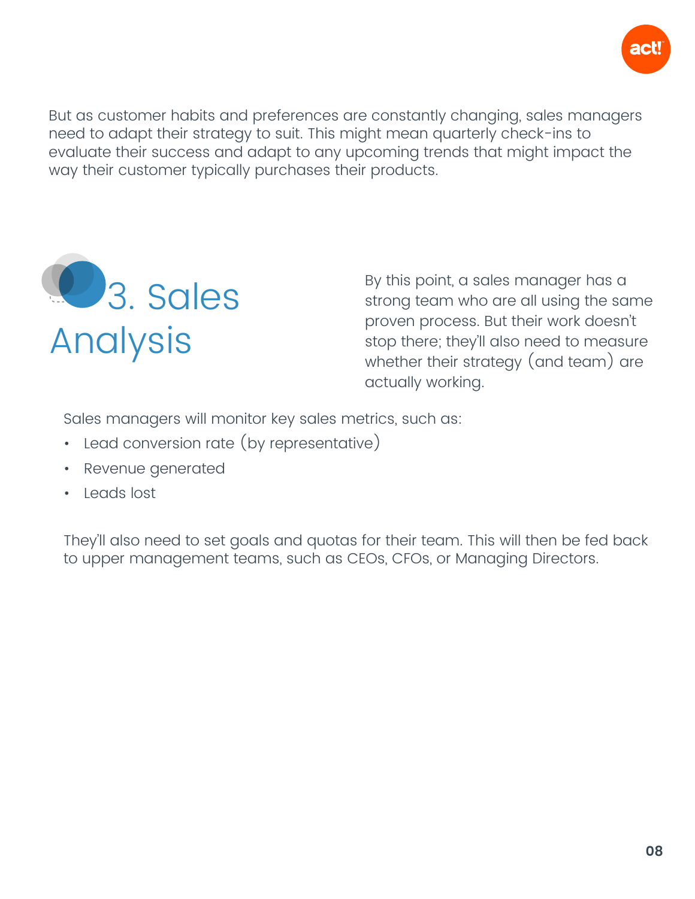But as customer habits and preferences are constantly changing, sales managers need to adapt their strategy to suit. This might mean quarterly check-ins to evaluate their success and adapt to any upcoming trends that might impact the way their customer typically purchases their products.

## 3. Sales Analysis

By this point, a sales manager has a strong team who are all using the same proven process. But their work doesn't stop there; they'll also need to measure whether their strategy (and team) are actually working.

Sales managers will monitor key sales metrics, such as:

- Lead conversion rate (by representative)
- Revenue generated
- Leads lost

They'll also need to set goals and quotas for their team. This will then be fed back to upper management teams, such as CEOs, CFOs, or Managing Directors.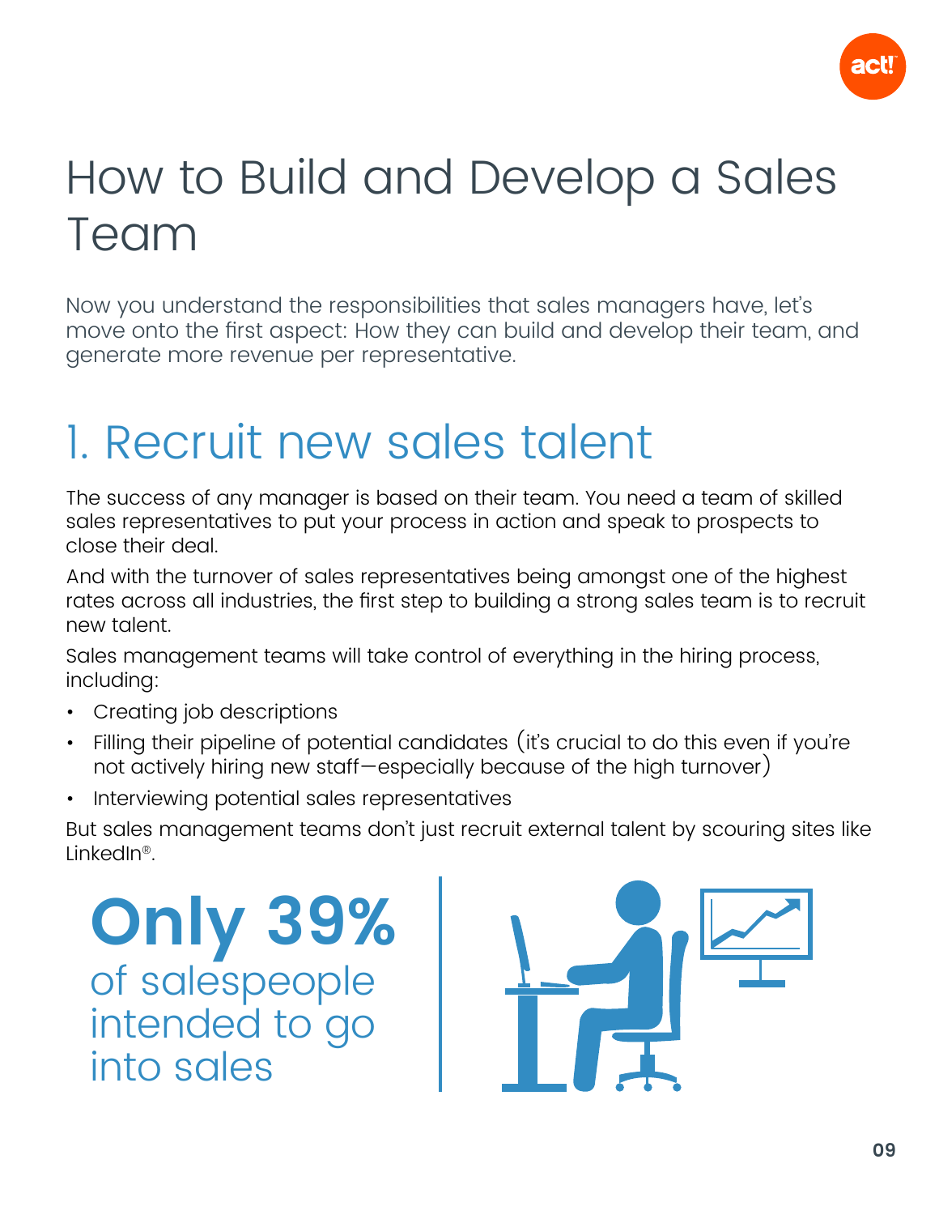# How to Build and Develop a Sales Team

Now you understand the responsibilities that sales managers have, let's move onto the first aspect: How they can build and develop their team, and generate more revenue per representative.

## 1. Recruit new sales talent

The success of any manager is based on their team. You need a team of skilled sales representatives to put your process in action and speak to prospects to close their deal.

And with the turnover of sales representatives being amongst one of the highest rates across all industries, the first step to building a strong sales team is to recruit new talent.

Sales management teams will take control of everything in the hiring process, including:

- Creating job descriptions
- Filling their pipeline of potential candidates (it's crucial to do this even if you're not actively hiring new staff—especially because of the high turnover)
- Interviewing potential sales representatives

But sales management teams don't just recruit external talent by scouring sites like LinkedIn®.

**Only 39%** of salespeople intended to go into sales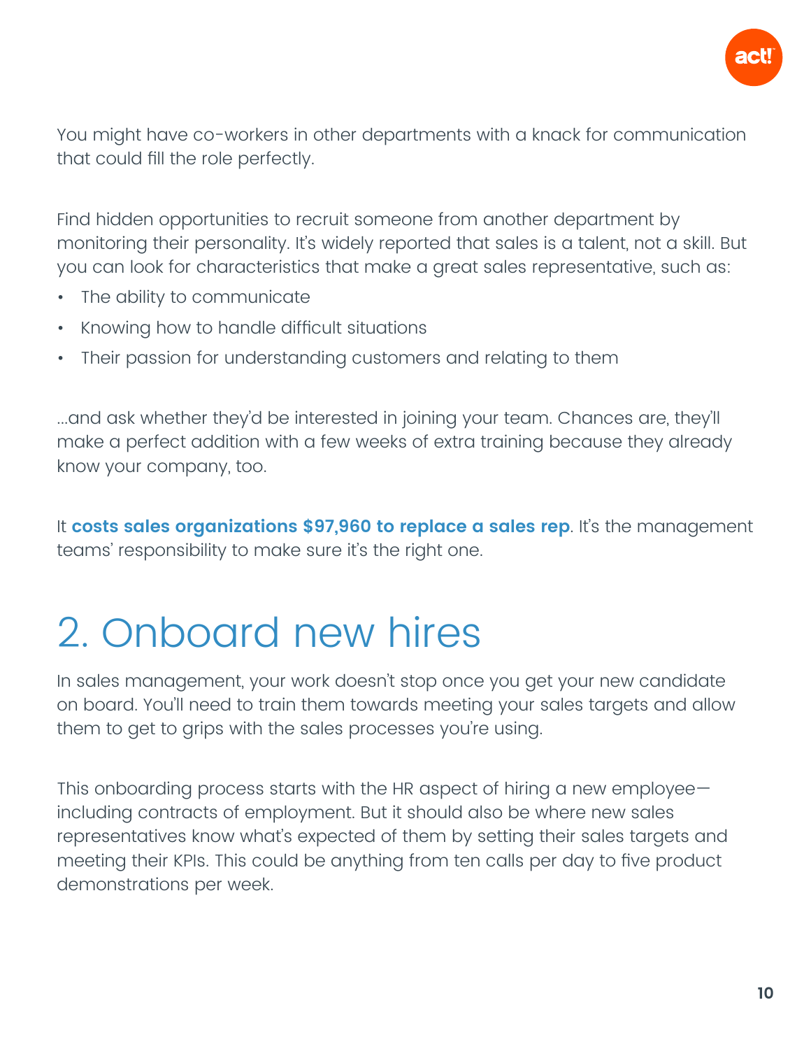You might have co-workers in other departments with a knack for communication that could fill the role perfectly.

Find hidden opportunities to recruit someone from another department by monitoring their personality. It's widely reported that sales is a talent, not a skill. But you can look for characteristics that make a great sales representative, such as:

- The ability to communicate
- Knowing how to handle difficult situations
- Their passion for understanding customers and relating to them

...and ask whether they'd be interested in joining your team. Chances are, they'll make a perfect addition with a few weeks of extra training because they already know your company, too.

It **costs sales organizations $97,960 to replace a sales rep**. It's the management teams' responsibility to make sure it's the right one.

## 2. Onboard new hires

In sales management, your work doesn't stop once you get your new candidate on board. You'll need to train them towards meeting your sales targets and allow them to get to grips with the sales processes you're using.

This onboarding process starts with the HR aspect of hiring a new employee—including contracts of employment. But it should also be where new sales representatives know what's expected of them by setting their sales targets and meeting their KPIs. This could be anything from ten calls per day to five product demonstrations per week.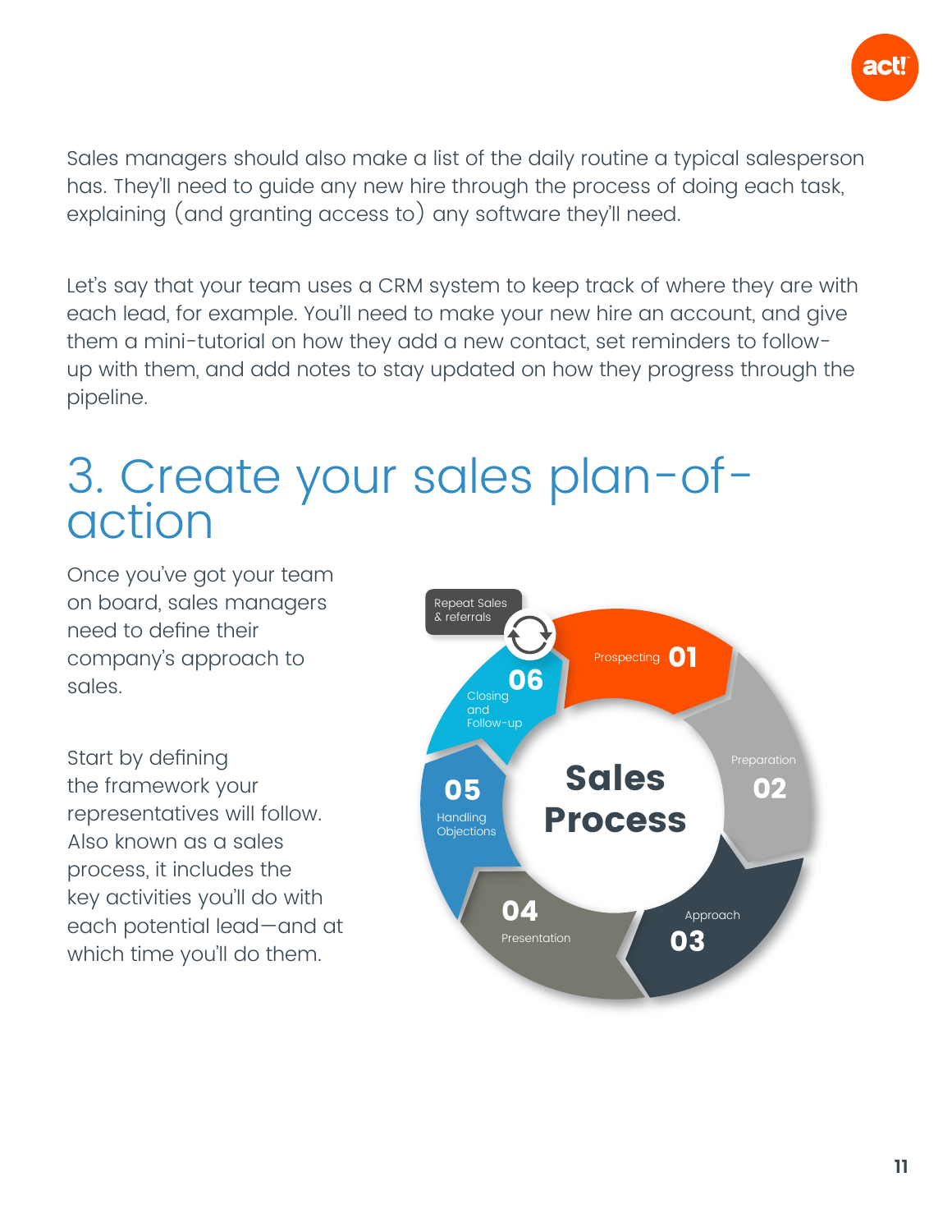Sales managers should also make a list of the daily routine a typical salesperson has. They'll need to guide any new hire through the process of doing each task, explaining (and granting access to) any software they'll need.

Let's say that your team uses a CRM system to keep track of where they are with each lead, for example. You'll need to make your new hire an account, and give them a mini-tutorial on how they add a new contact, set reminders to follow-up with them, and add notes to stay updated on how they progress through the pipeline.

# 3. Create your sales plan-of-action

Once you've got your team on board, sales managers need to define their company's approach to sales.

Start by defining the framework your representatives will follow. Also known as a sales process, it includes the key activities you'll do with each potential lead—and at which time you'll do them.

**Sales Process**

- 01 Prospecting
- 02 Preparation
- 03 Approach
- 04 Presentation
- 05 Handling Objections
- 06 Closing and Follow-up
- Repeat Sales & referrals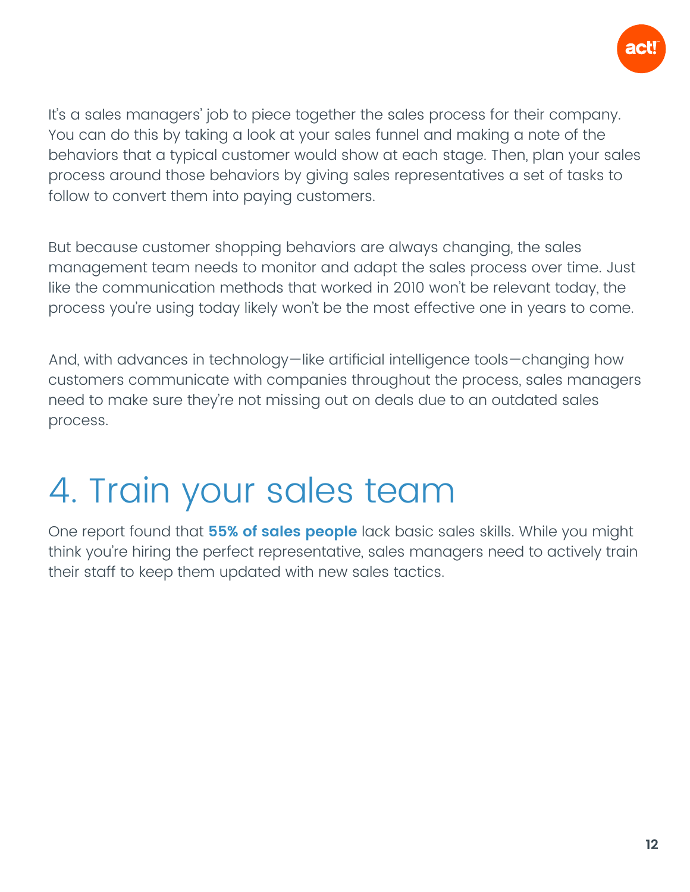It's a sales managers' job to piece together the sales process for their company. You can do this by taking a look at your sales funnel and making a note of the behaviors that a typical customer would show at each stage. Then, plan your sales process around those behaviors by giving sales representatives a set of tasks to follow to convert them into paying customers.

But because customer shopping behaviors are always changing, the sales management team needs to monitor and adapt the sales process over time. Just like the communication methods that worked in 2010 won't be relevant today, the process you're using today likely won't be the most effective one in years to come.

And, with advances in technology—like artificial intelligence tools—changing how customers communicate with companies throughout the process, sales managers need to make sure they're not missing out on deals due to an outdated sales process.

# 4. Train your sales team

One report found that **55% of sales people** lack basic sales skills. While you might think you're hiring the perfect representative, sales managers need to actively train their staff to keep them updated with new sales tactics.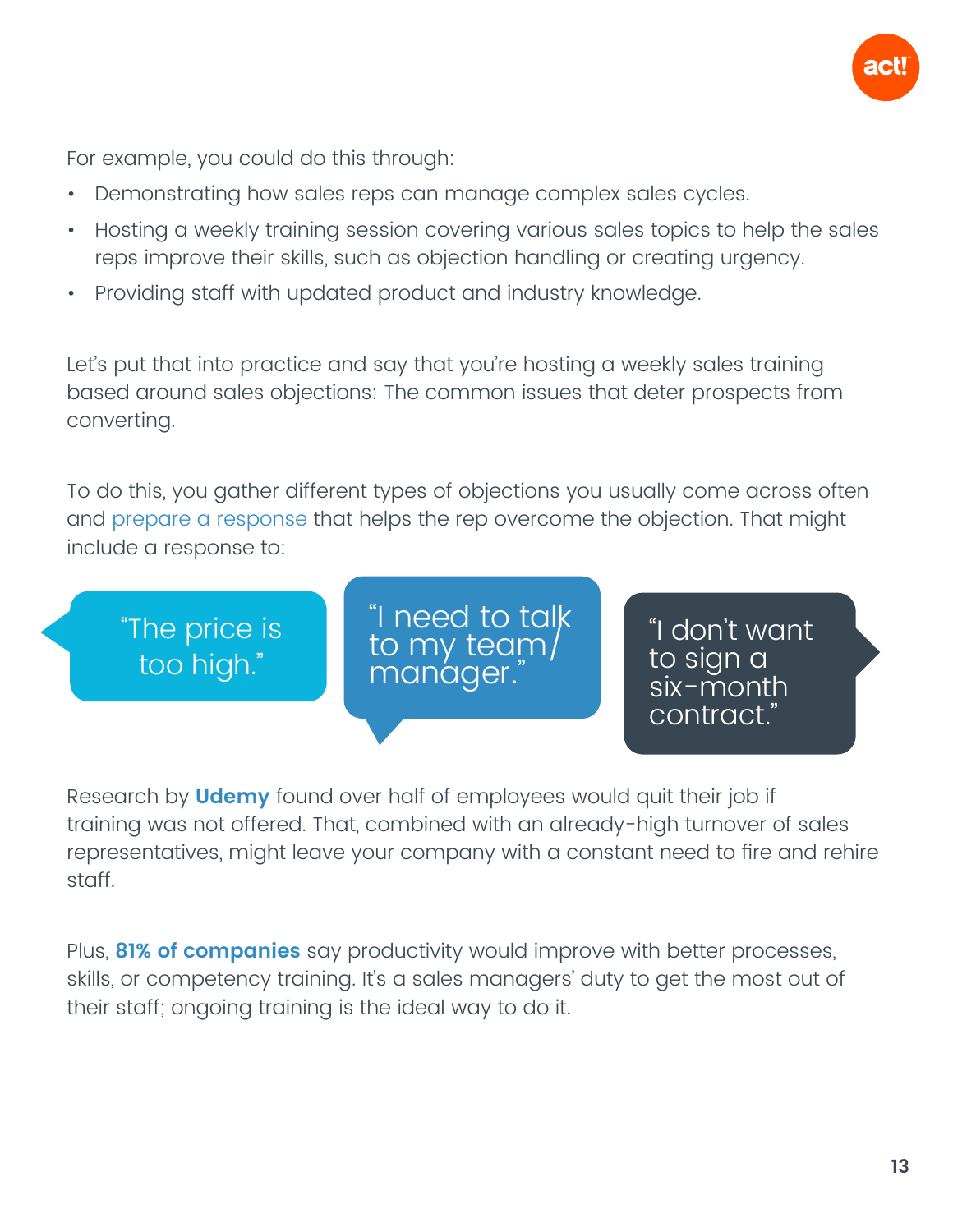For example, you could do this through:

- Demonstrating how sales reps can manage complex sales cycles.
- Hosting a weekly training session covering various sales topics to help the sales reps improve their skills, such as objection handling or creating urgency.
- Providing staff with updated product and industry knowledge.

Let's put that into practice and say that you're hosting a weekly sales training based around sales objections: The common issues that deter prospects from converting.

To do this, you gather different types of objections you usually come across often and prepare a response that helps the rep overcome the objection. That might include a response to:

"The price is too high."

"I need to talk to my team/ manager."

"I don't want to sign a six-month contract."

Research by **Udemy** found over half of employees would quit their job if training was not offered. That, combined with an already-high turnover of sales representatives, might leave your company with a constant need to fire and rehire staff.

Plus, **81% of companies** say productivity would improve with better processes, skills, or competency training. It's a sales managers' duty to get the most out of their staff; ongoing training is the ideal way to do it.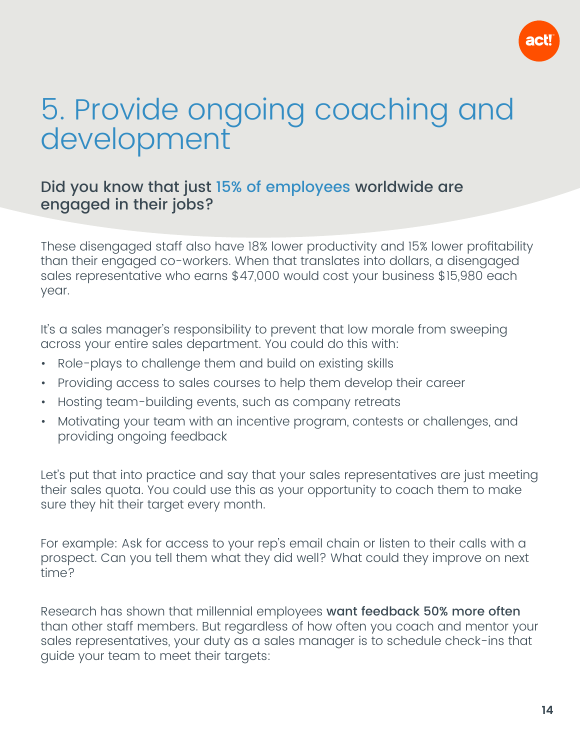# 5. Provide ongoing coaching and development

## Did you know that just 15% of employees worldwide are engaged in their jobs?

These disengaged staff also have 18% lower productivity and 15% lower profitability than their engaged co-workers. When that translates into dollars, a disengaged sales representative who earns $47,000 would cost your business $15,980 each year.

It's a sales manager's responsibility to prevent that low morale from sweeping across your entire sales department. You could do this with:

- Role-plays to challenge them and build on existing skills
- Providing access to sales courses to help them develop their career
- Hosting team-building events, such as company retreats
- Motivating your team with an incentive program, contests or challenges, and providing ongoing feedback

Let's put that into practice and say that your sales representatives are just meeting their sales quota. You could use this as your opportunity to coach them to make sure they hit their target every month.

For example: Ask for access to your rep's email chain or listen to their calls with a prospect. Can you tell them what they did well? What could they improve on next time?

Research has shown that millennial employees **want feedback 50% more often** than other staff members. But regardless of how often you coach and mentor your sales representatives, your duty as a sales manager is to schedule check-ins that guide your team to meet their targets: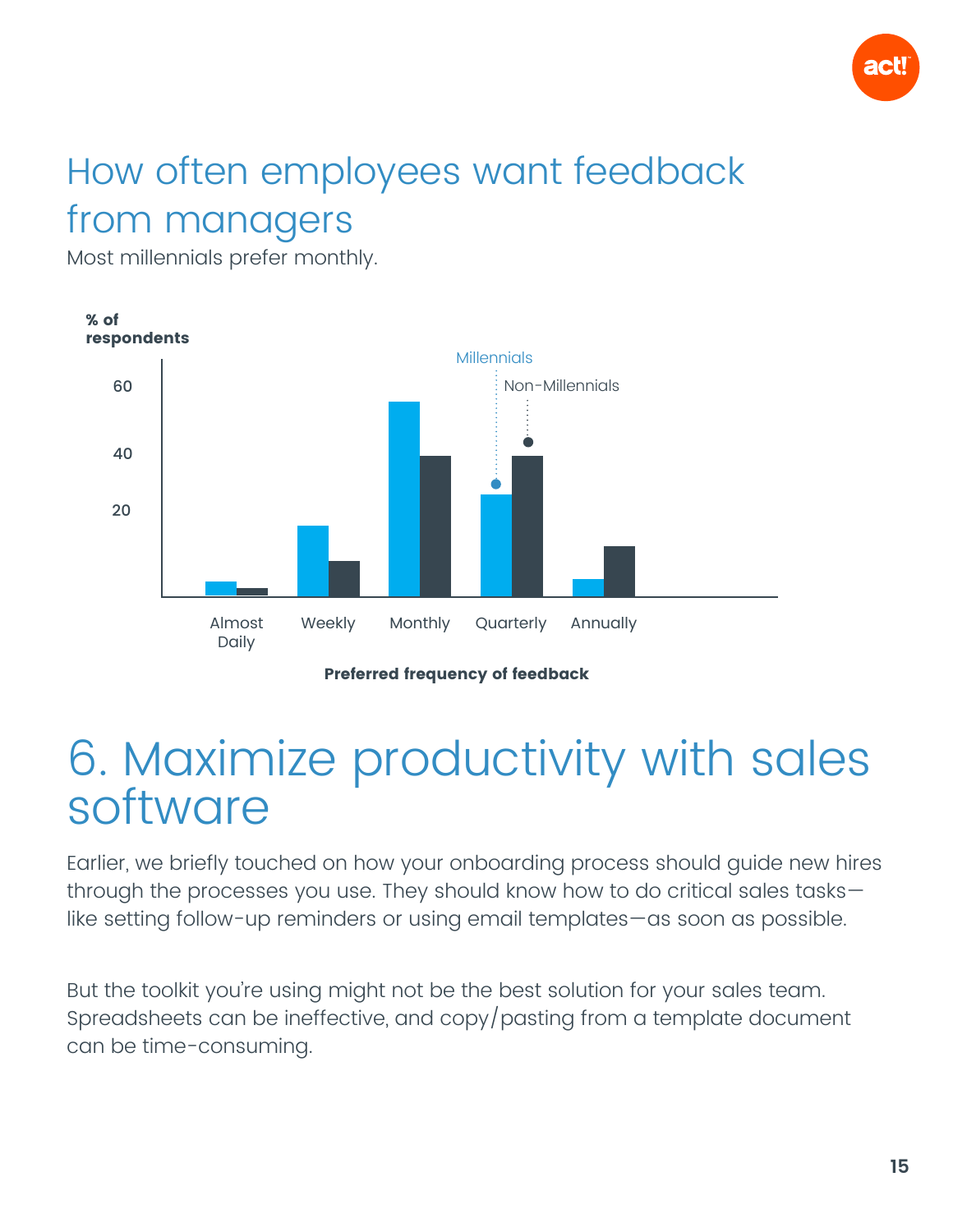## How often employees want feedback from managers

Most millennials prefer monthly.

% of respondents

Millennials

Non-Millennials

Almost Daily | Weekly | Monthly | Quarterly | Annually

**Preferred frequency of feedback**

# 6. Maximize productivity with sales software

Earlier, we briefly touched on how your onboarding process should guide new hires through the processes you use. They should know how to do critical sales tasks—like setting follow-up reminders or using email templates—as soon as possible.

But the toolkit you're using might not be the best solution for your sales team. Spreadsheets can be ineffective, and copy/pasting from a template document can be time-consuming.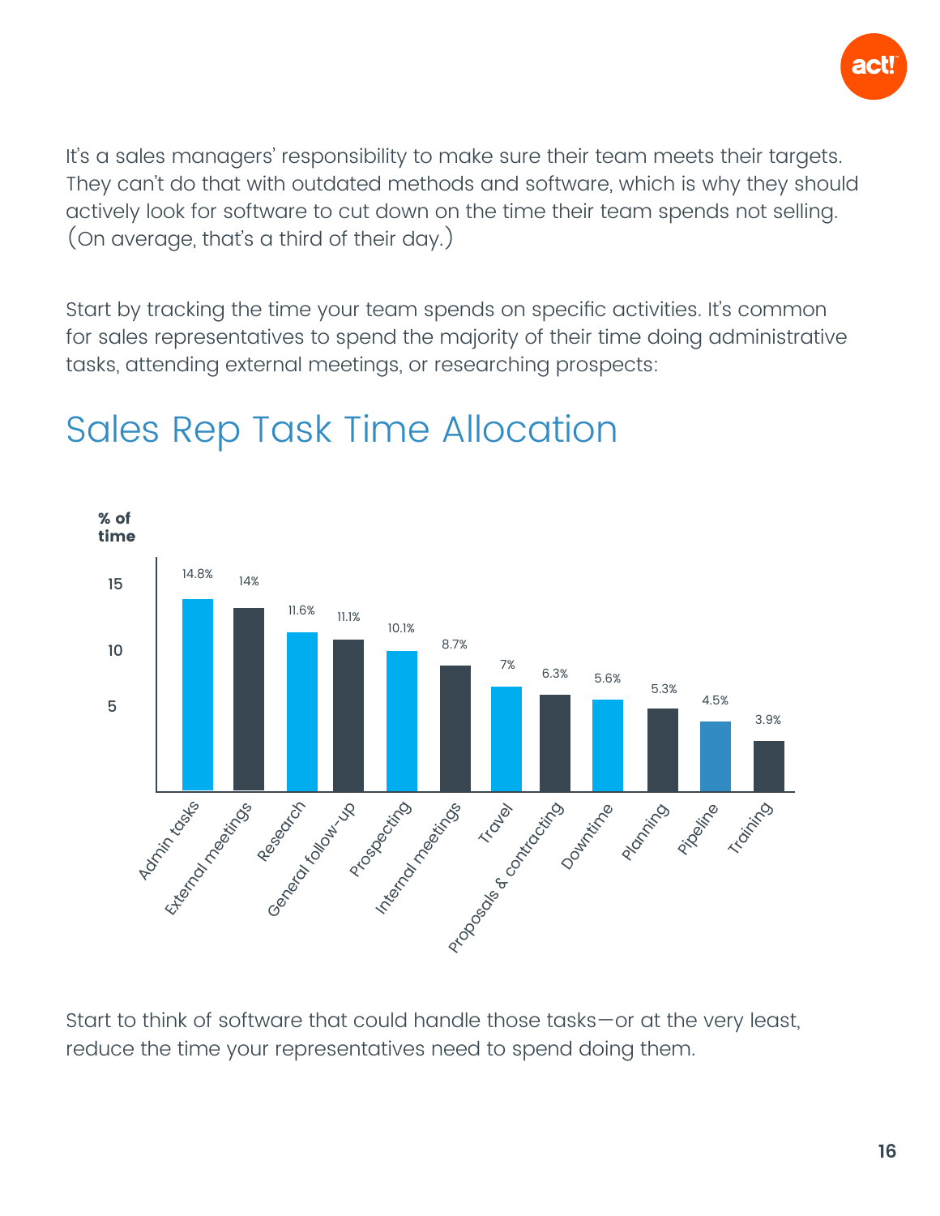It's a sales managers' responsibility to make sure their team meets their targets. They can't do that with outdated methods and software, which is why they should actively look for software to cut down on the time their team spends not selling. (On average, that's a third of their day.)

Start by tracking the time your team spends on specific activities. It's common for sales representatives to spend the majority of their time doing administrative tasks, attending external meetings, or researching prospects:

## Sales Rep Task Time Allocation

| Task | % of time |
|---|---|
| Admin tasks | 14.8% |
| External meetings | 14% |
| Research | 11.6% |
| General follow-up | 11.1% |
| Prospecting | 10.1% |
| Internal meetings | 8.7% |
| Travel | 7% |
| Proposals & contracting | 6.3% |
| Downtime | 5.6% |
| Planning | 5.3% |
| Pipeline | 4.5% |
| Training | 3.9% |

Start to think of software that could handle those tasks—or at the very least, reduce the time your representatives need to spend doing them.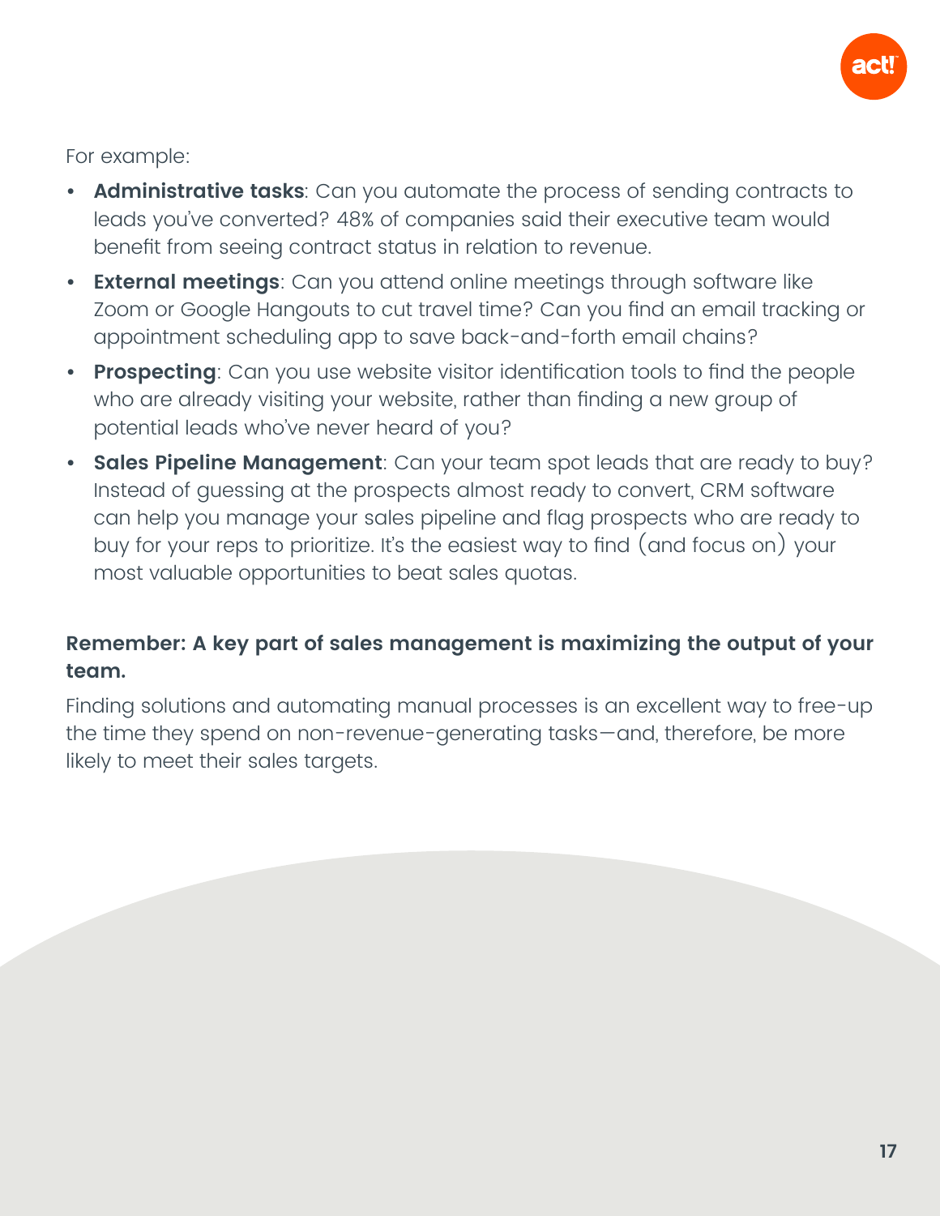For example:

- **Administrative tasks**: Can you automate the process of sending contracts to leads you've converted? 48% of companies said their executive team would benefit from seeing contract status in relation to revenue.
- **External meetings**: Can you attend online meetings through software like Zoom or Google Hangouts to cut travel time? Can you find an email tracking or appointment scheduling app to save back-and-forth email chains?
- **Prospecting**: Can you use website visitor identification tools to find the people who are already visiting your website, rather than finding a new group of potential leads who've never heard of you?
- **Sales Pipeline Management**: Can your team spot leads that are ready to buy? Instead of guessing at the prospects almost ready to convert, CRM software can help you manage your sales pipeline and flag prospects who are ready to buy for your reps to prioritize. It's the easiest way to find (and focus on) your most valuable opportunities to beat sales quotas.

**Remember: A key part of sales management is maximizing the output of your team.**

Finding solutions and automating manual processes is an excellent way to free-up the time they spend on non-revenue-generating tasks—and, therefore, be more likely to meet their sales targets.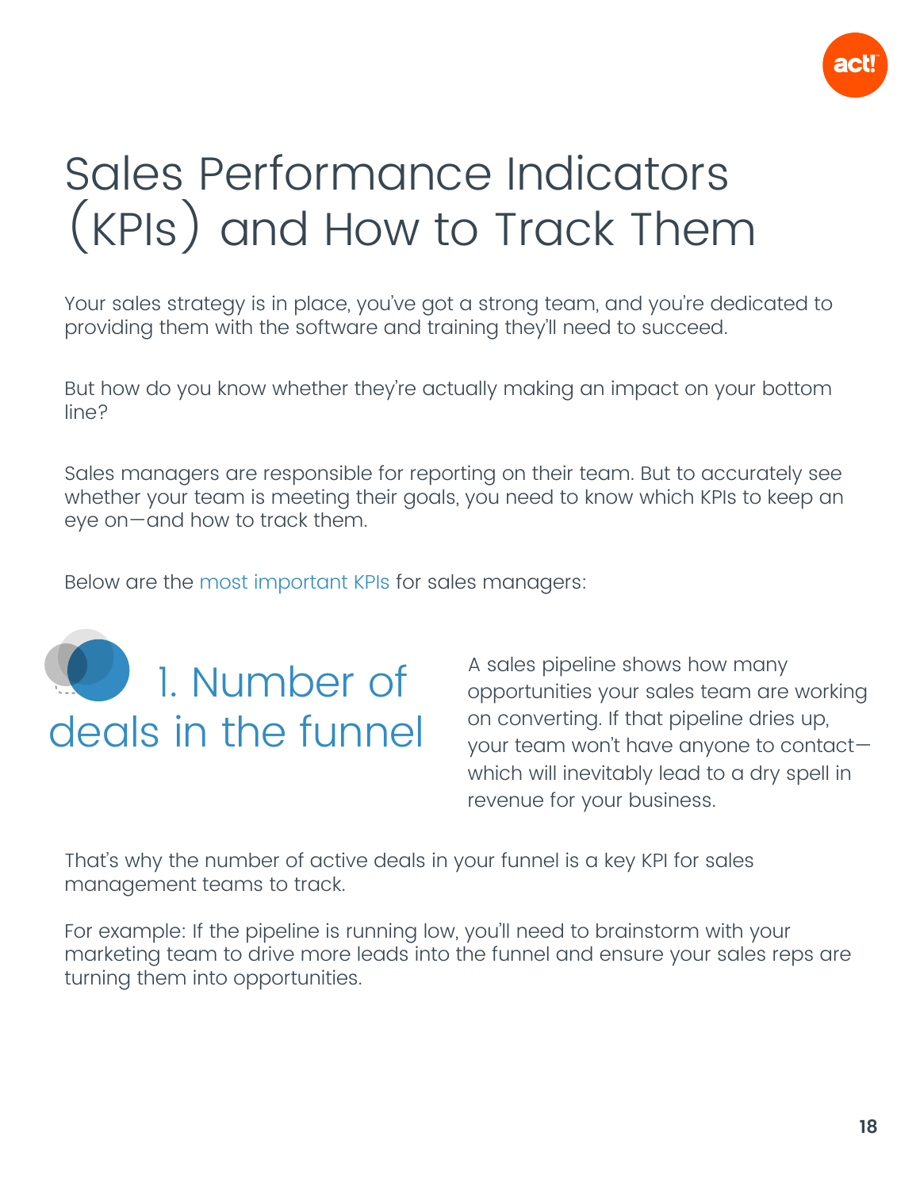# Sales Performance Indicators (KPIs) and How to Track Them

Your sales strategy is in place, you've got a strong team, and you're dedicated to providing them with the software and training they'll need to succeed.

But how do you know whether they're actually making an impact on your bottom line?

Sales managers are responsible for reporting on their team. But to accurately see whether your team is meeting their goals, you need to know which KPIs to keep an eye on—and how to track them.

Below are the most important KPIs for sales managers:

## 1. Number of deals in the funnel

A sales pipeline shows how many opportunities your sales team are working on converting. If that pipeline dries up, your team won't have anyone to contact—which will inevitably lead to a dry spell in revenue for your business.

That's why the number of active deals in your funnel is a key KPI for sales management teams to track.

For example: If the pipeline is running low, you'll need to brainstorm with your marketing team to drive more leads into the funnel and ensure your sales reps are turning them into opportunities.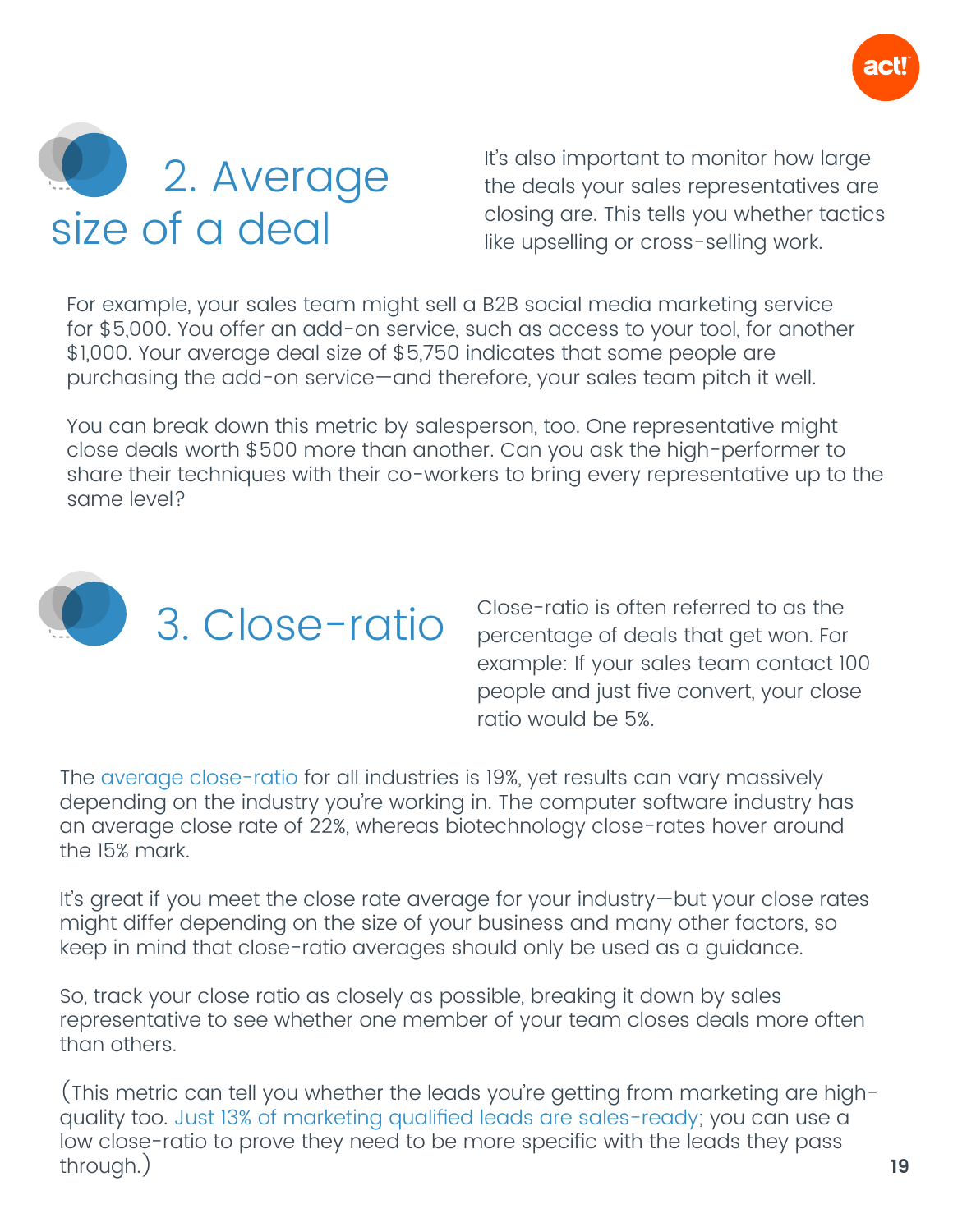## 2. Average size of a deal

It's also important to monitor how large the deals your sales representatives are closing are. This tells you whether tactics like upselling or cross-selling work.

For example, your sales team might sell a B2B social media marketing service for $5,000. You offer an add-on service, such as access to your tool, for another $1,000. Your average deal size of $5,750 indicates that some people are purchasing the add-on service—and therefore, your sales team pitch it well.

You can break down this metric by salesperson, too. One representative might close deals worth $500 more than another. Can you ask the high-performer to share their techniques with their co-workers to bring every representative up to the same level?

## 3. Close-ratio

Close-ratio is often referred to as the percentage of deals that get won. For example: If your sales team contact 100 people and just five convert, your close ratio would be 5%.

The average close-ratio for all industries is 19%, yet results can vary massively depending on the industry you're working in. The computer software industry has an average close rate of 22%, whereas biotechnology close-rates hover around the 15% mark.

It's great if you meet the close rate average for your industry—but your close rates might differ depending on the size of your business and many other factors, so keep in mind that close-ratio averages should only be used as a guidance.

So, track your close ratio as closely as possible, breaking it down by sales representative to see whether one member of your team closes deals more often than others.

(This metric can tell you whether the leads you're getting from marketing are high-quality too. Just 13% of marketing qualified leads are sales-ready; you can use a low close-ratio to prove they need to be more specific with the leads they pass through.)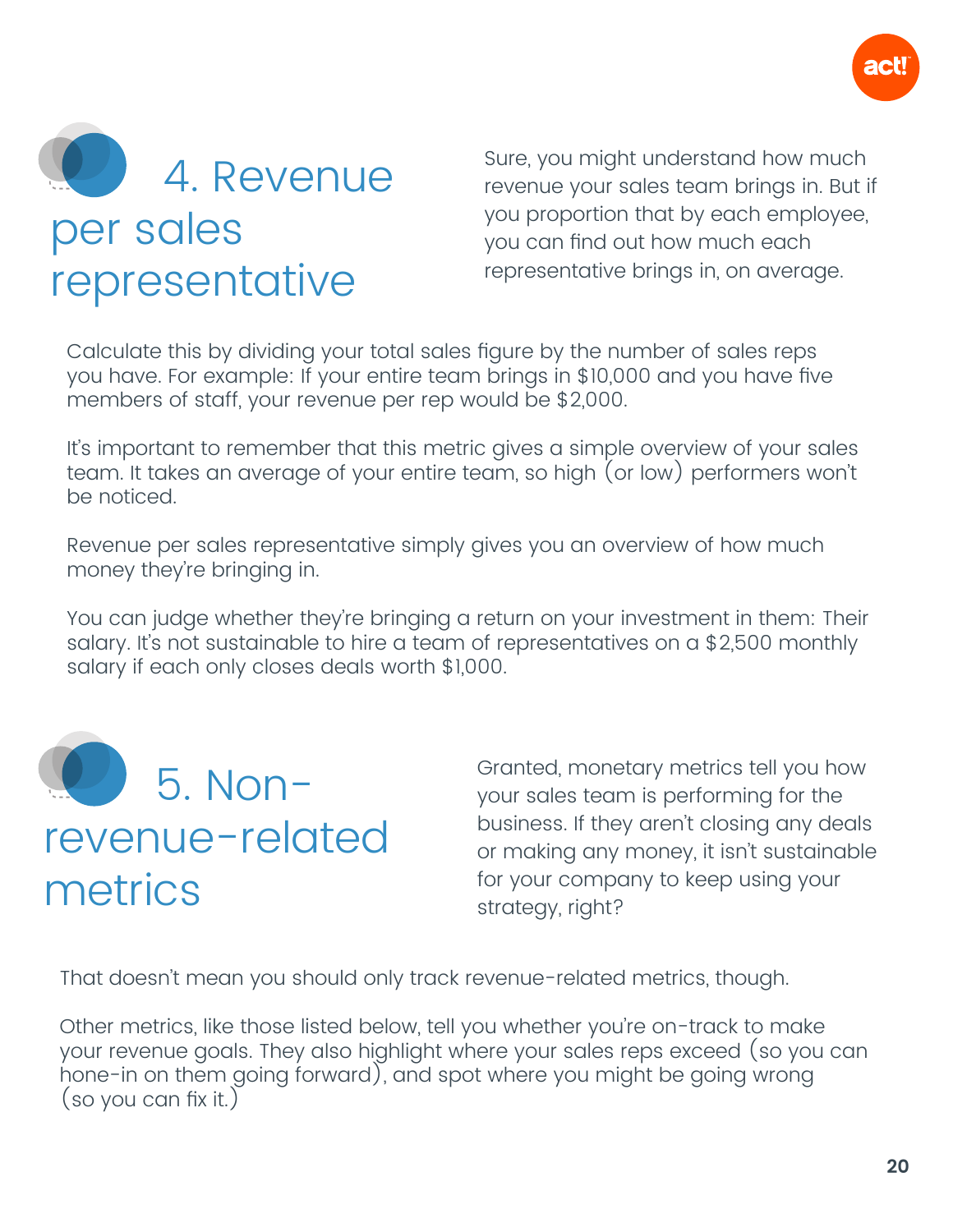## 4. Revenue per sales representative

Sure, you might understand how much revenue your sales team brings in. But if you proportion that by each employee, you can find out how much each representative brings in, on average.

Calculate this by dividing your total sales figure by the number of sales reps you have. For example: If your entire team brings in $10,000 and you have five members of staff, your revenue per rep would be $2,000.

It's important to remember that this metric gives a simple overview of your sales team. It takes an average of your entire team, so high (or low) performers won't be noticed.

Revenue per sales representative simply gives you an overview of how much money they're bringing in.

You can judge whether they're bringing a return on your investment in them: Their salary. It's not sustainable to hire a team of representatives on a $2,500 monthly salary if each only closes deals worth $1,000.

## 5. Non-revenue-related metrics

Granted, monetary metrics tell you how your sales team is performing for the business. If they aren't closing any deals or making any money, it isn't sustainable for your company to keep using your strategy, right?

That doesn't mean you should only track revenue-related metrics, though.

Other metrics, like those listed below, tell you whether you're on-track to make your revenue goals. They also highlight where your sales reps exceed (so you can hone-in on them going forward), and spot where you might be going wrong (so you can fix it.)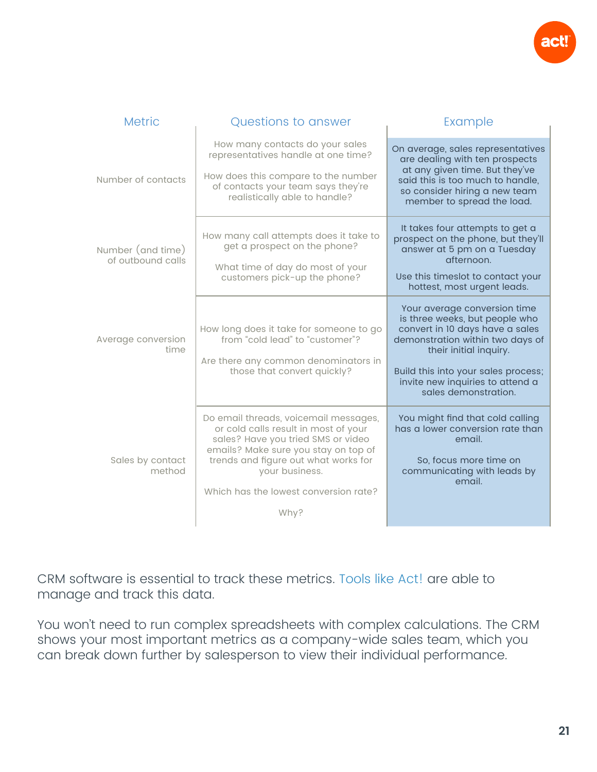| Metric | Questions to answer | Example |
|---|---|---|
| Number of contacts | How many contacts do your sales representatives handle at one time?<br><br>How does this compare to the number of contacts your team says they're realistically able to handle? | On average, sales representatives are dealing with ten prospects at any given time. But they've said this is too much to handle, so consider hiring a new team member to spread the load. |
| Number (and time) of outbound calls | How many call attempts does it take to get a prospect on the phone?<br><br>What time of day do most of your customers pick-up the phone? | It takes four attempts to get a prospect on the phone, but they'll answer at 5 pm on a Tuesday afternoon.<br><br>Use this timeslot to contact your hottest, most urgent leads. |
| Average conversion time | How long does it take for someone to go from "cold lead" to "customer"?<br><br>Are there any common denominators in those that convert quickly? | Your average conversion time is three weeks, but people who convert in 10 days have a sales demonstration within two days of their initial inquiry.<br><br>Build this into your sales process; invite new inquiries to attend a sales demonstration. |
| Sales by contact method | Do email threads, voicemail messages, or cold calls result in most of your sales? Have you tried SMS or video emails? Make sure you stay on top of trends and figure out what works for your business.<br><br>Which has the lowest conversion rate?<br><br>Why? | You might find that cold calling has a lower conversion rate than email.<br><br>So, focus more time on communicating with leads by email. |

CRM software is essential to track these metrics. Tools like Act! are able to manage and track this data.

You won't need to run complex spreadsheets with complex calculations. The CRM shows your most important metrics as a company-wide sales team, which you can break down further by salesperson to view their individual performance.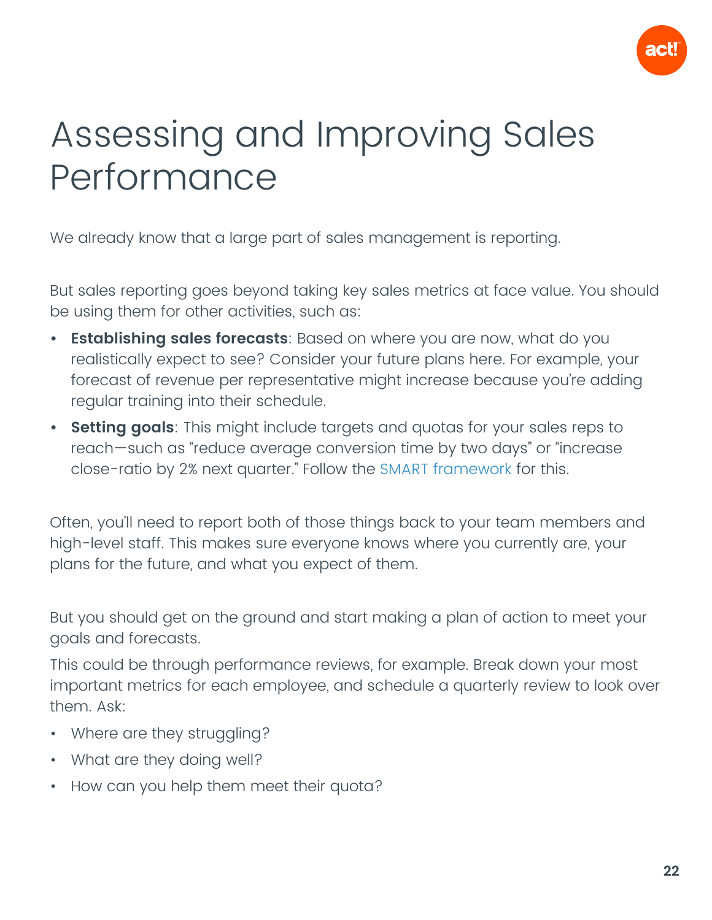# Assessing and Improving Sales Performance

We already know that a large part of sales management is reporting.

But sales reporting goes beyond taking key sales metrics at face value. You should be using them for other activities, such as:

- **Establishing sales forecasts**: Based on where you are now, what do you realistically expect to see? Consider your future plans here. For example, your forecast of revenue per representative might increase because you're adding regular training into their schedule.
- **Setting goals**: This might include targets and quotas for your sales reps to reach—such as "reduce average conversion time by two days" or "increase close-ratio by 2% next quarter." Follow the SMART framework for this.

Often, you'll need to report both of those things back to your team members and high-level staff. This makes sure everyone knows where you currently are, your plans for the future, and what you expect of them.

But you should get on the ground and start making a plan of action to meet your goals and forecasts.

This could be through performance reviews, for example. Break down your most important metrics for each employee, and schedule a quarterly review to look over them. Ask:

- Where are they struggling?
- What are they doing well?
- How can you help them meet their quota?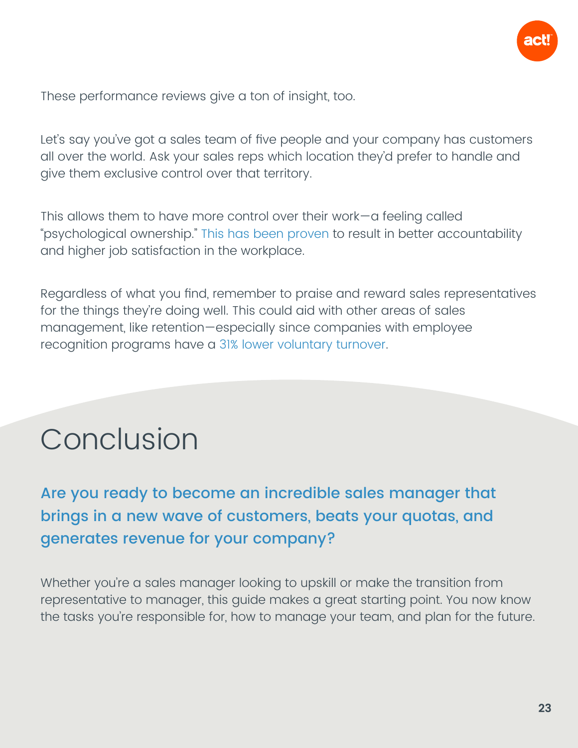These performance reviews give a ton of insight, too.

Let's say you've got a sales team of five people and your company has customers all over the world. Ask your sales reps which location they'd prefer to handle and give them exclusive control over that territory.

This allows them to have more control over their work—a feeling called "psychological ownership." This has been proven to result in better accountability and higher job satisfaction in the workplace.

Regardless of what you find, remember to praise and reward sales representatives for the things they're doing well. This could aid with other areas of sales management, like retention—especially since companies with employee recognition programs have a 31% lower voluntary turnover.

# Conclusion

**Are you ready to become an incredible sales manager that brings in a new wave of customers, beats your quotas, and generates revenue for your company?**

Whether you're a sales manager looking to upskill or make the transition from representative to manager, this guide makes a great starting point. You now know the tasks you're responsible for, how to manage your team, and plan for the future.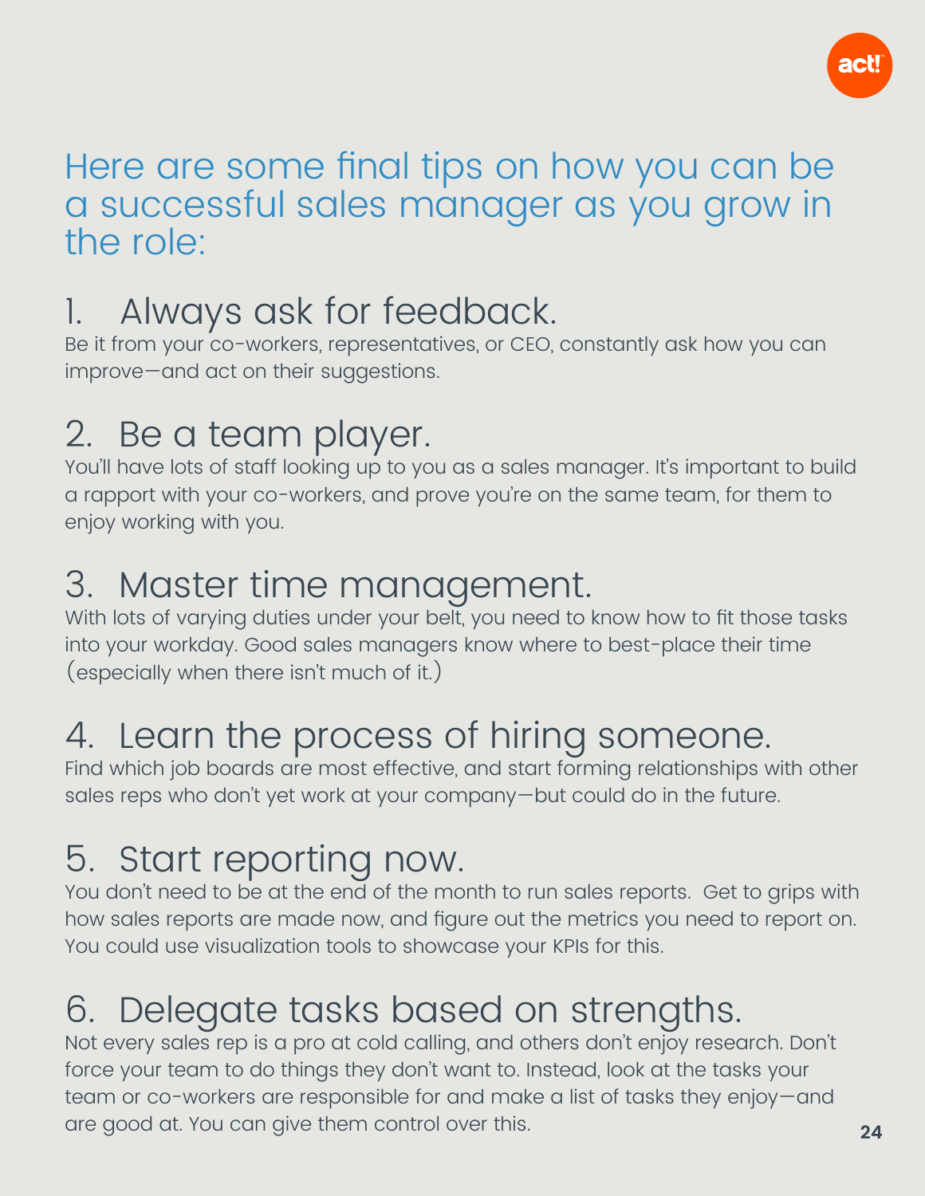## Here are some final tips on how you can be a successful sales manager as you grow in the role:

### 1. Always ask for feedback.

Be it from your co-workers, representatives, or CEO, constantly ask how you can improve—and act on their suggestions.

### 2. Be a team player.

You'll have lots of staff looking up to you as a sales manager. It's important to build a rapport with your co-workers, and prove you're on the same team, for them to enjoy working with you.

### 3. Master time management.

With lots of varying duties under your belt, you need to know how to fit those tasks into your workday. Good sales managers know where to best-place their time (especially when there isn't much of it.)

### 4. Learn the process of hiring someone.

Find which job boards are most effective, and start forming relationships with other sales reps who don't yet work at your company—but could do in the future.

### 5. Start reporting now.

You don't need to be at the end of the month to run sales reports. Get to grips with how sales reports are made now, and figure out the metrics you need to report on. You could use visualization tools to showcase your KPIs for this.

### 6. Delegate tasks based on strengths.

Not every sales rep is a pro at cold calling, and others don't enjoy research. Don't force your team to do things they don't want to. Instead, look at the tasks your team or co-workers are responsible for and make a list of tasks they enjoy—and are good at. You can give them control over this.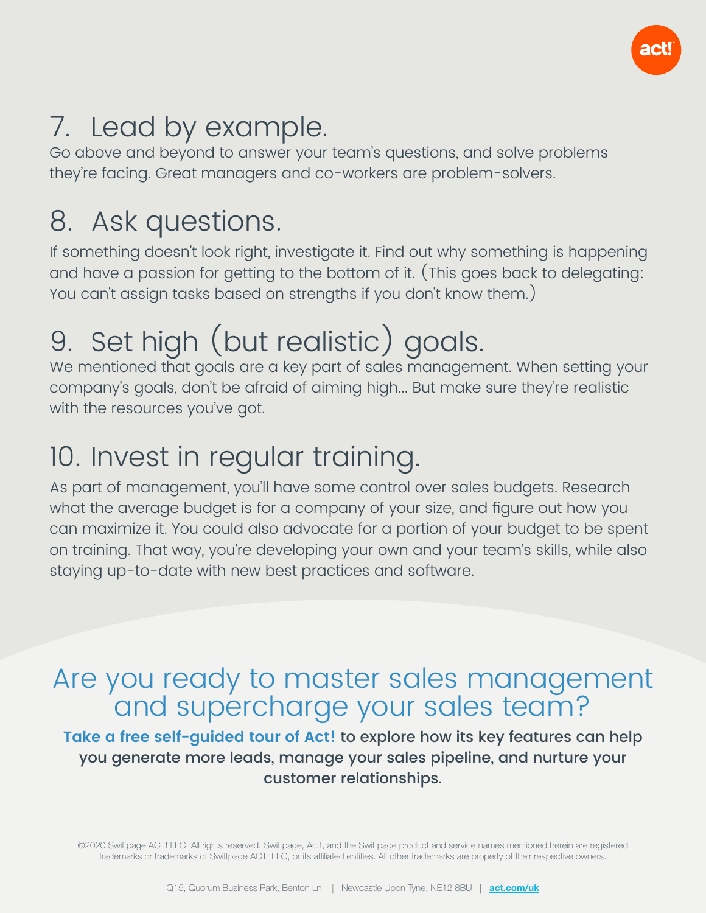## 7. Lead by example.

Go above and beyond to answer your team's questions, and solve problems they're facing. Great managers and co-workers are problem-solvers.

## 8. Ask questions.

If something doesn't look right, investigate it. Find out why something is happening and have a passion for getting to the bottom of it. (This goes back to delegating: You can't assign tasks based on strengths if you don't know them.)

## 9. Set high (but realistic) goals.

We mentioned that goals are a key part of sales management. When setting your company's goals, don't be afraid of aiming high... But make sure they're realistic with the resources you've got.

## 10. Invest in regular training.

As part of management, you'll have some control over sales budgets. Research what the average budget is for a company of your size, and figure out how you can maximize it. You could also advocate for a portion of your budget to be spent on training. That way, you're developing your own and your team's skills, while also staying up-to-date with new best practices and software.

## Are you ready to master sales management and supercharge your sales team?

**Take a free self-guided tour of Act!** to explore how its key features can help you generate more leads, manage your sales pipeline, and nurture your customer relationships.

©2020 Swiftpage ACT! LLC. All rights reserved. Swiftpage, Act!, and the Swiftpage product and service names mentioned herein are registered trademarks or trademarks of Swiftpage ACT! LLC, or its affiliated entities. All other trademarks are property of their respective owners.

Q15, Quorum Business Park, Benton Ln. | Newcastle Upon Tyne, NE12 8BU | **act.com/uk**